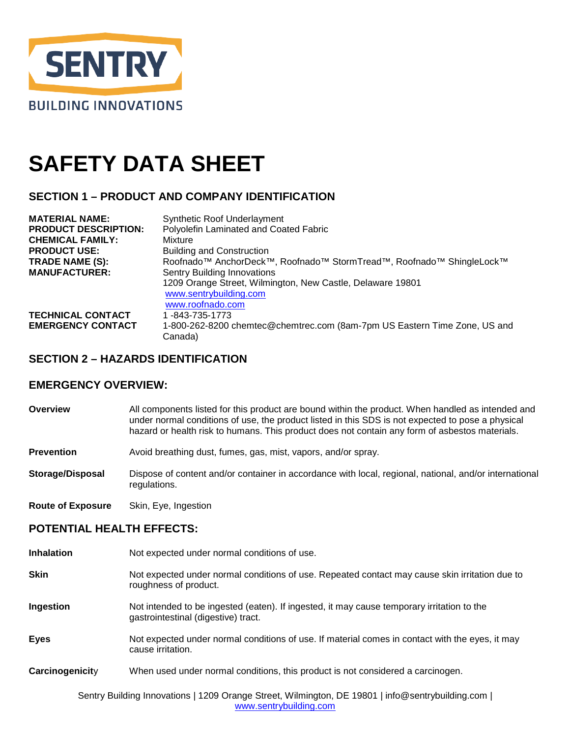SENTRY

BUILDING INNOVATIONS

# SAFETY DATA SHEET

## SECTION 1 – PRODUCT AND COMPANY IDENTIFICATION

| | |
|---|---|
| **MATERIAL NAME:** | Synthetic Roof Underlayment |
| **PRODUCT DESCRIPTION:** | Polyolefin Laminated and Coated Fabric |
| **CHEMICAL FAMILY:** | Mixture |
| **PRODUCT USE:** | Building and Construction |
| **TRADE NAME (S):** | Roofnado™ AnchorDeck™, Roofnado™ StormTread™, Roofnado™ ShingleLock™ |
| **MANUFACTURER:** | Sentry Building Innovations<br>1209 Orange Street, Wilmington, New Castle, Delaware 19801<br>www.sentrybuilding.com<br>www.roofnado.com |
| **TECHNICAL CONTACT** | 1 -843-735-1773 |
| **EMERGENCY CONTACT** | 1-800-262-8200 chemtec@chemtrec.com (8am-7pm US Eastern Time Zone, US and Canada) |

## SECTION 2 – HAZARDS IDENTIFICATION

### EMERGENCY OVERVIEW:

**Overview** All components listed for this product are bound within the product. When handled as intended and under normal conditions of use, the product listed in this SDS is not expected to pose a physical hazard or health risk to humans. This product does not contain any form of asbestos materials.

**Prevention** Avoid breathing dust, fumes, gas, mist, vapors, and/or spray.

**Storage/Disposal** Dispose of content and/or container in accordance with local, regional, national, and/or international regulations.

**Route of Exposure** Skin, Eye, Ingestion

### POTENTIAL HEALTH EFFECTS:

**Inhalation** Not expected under normal conditions of use.

**Skin** Not expected under normal conditions of use. Repeated contact may cause skin irritation due to roughness of product.

**Ingestion** Not intended to be ingested (eaten). If ingested, it may cause temporary irritation to the gastrointestinal (digestive) tract.

**Eyes** Not expected under normal conditions of use. If material comes in contact with the eyes, it may cause irritation.

**Carcinogenicity** When used under normal conditions, this product is not considered a carcinogen.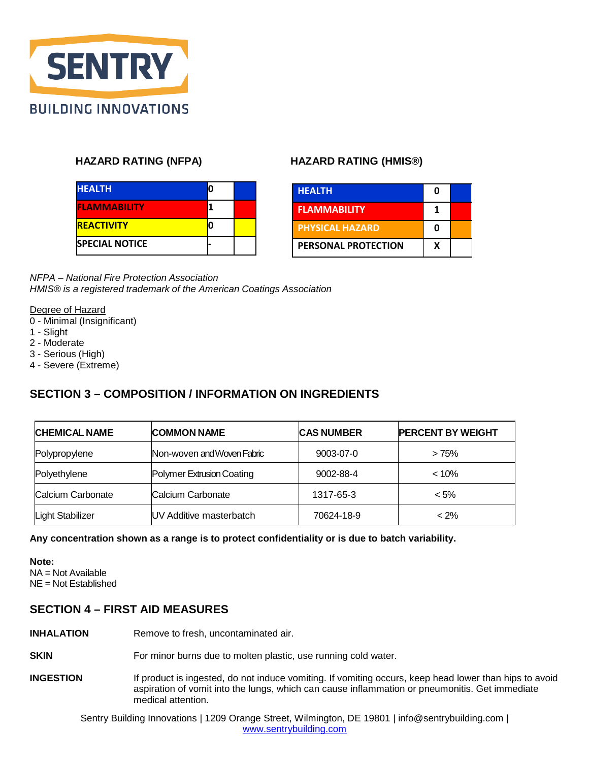**HAZARD RATING (NFPA)**

| | | |
|---|---|---|
| HEALTH | 0 | |
| FLAMMABILITY | 1 | |
| REACTIVITY | 0 | |
| SPECIAL NOTICE | - | |

**HAZARD RATING (HMIS®)**

| | | |
|---|---|---|
| HEALTH | 0 | |
| FLAMMABILITY | 1 | |
| PHYSICAL HAZARD | 0 | |
| PERSONAL PROTECTION | X | |

*NFPA – National Fire Protection Association*
*HMIS® is a registered trademark of the American Coatings Association*

Degree of Hazard
0 - Minimal (Insignificant)
1 - Slight
2 - Moderate
3 - Serious (High)
4 - Severe (Extreme)

## SECTION 3 – COMPOSITION / INFORMATION ON INGREDIENTS

| CHEMICAL NAME | COMMON NAME | CAS NUMBER | PERCENT BY WEIGHT |
|---|---|---|---|
| Polypropylene | Non-woven and Woven Fabric | 9003-07-0 | > 75% |
| Polyethylene | Polymer Extrusion Coating | 9002-88-4 | < 10% |
| Calcium Carbonate | Calcium Carbonate | 1317-65-3 | < 5% |
| Light Stabilizer | UV Additive masterbatch | 70624-18-9 | < 2% |

**Any concentration shown as a range is to protect confidentiality or is due to batch variability.**

**Note:**
NA = Not Available
NE = Not Established

## SECTION 4 – FIRST AID MEASURES

**INHALATION** Remove to fresh, uncontaminated air.

**SKIN** For minor burns due to molten plastic, use running cold water.

**INGESTION** If product is ingested, do not induce vomiting. If vomiting occurs, keep head lower than hips to avoid aspiration of vomit into the lungs, which can cause inflammation or pneumonitis. Get immediate medical attention.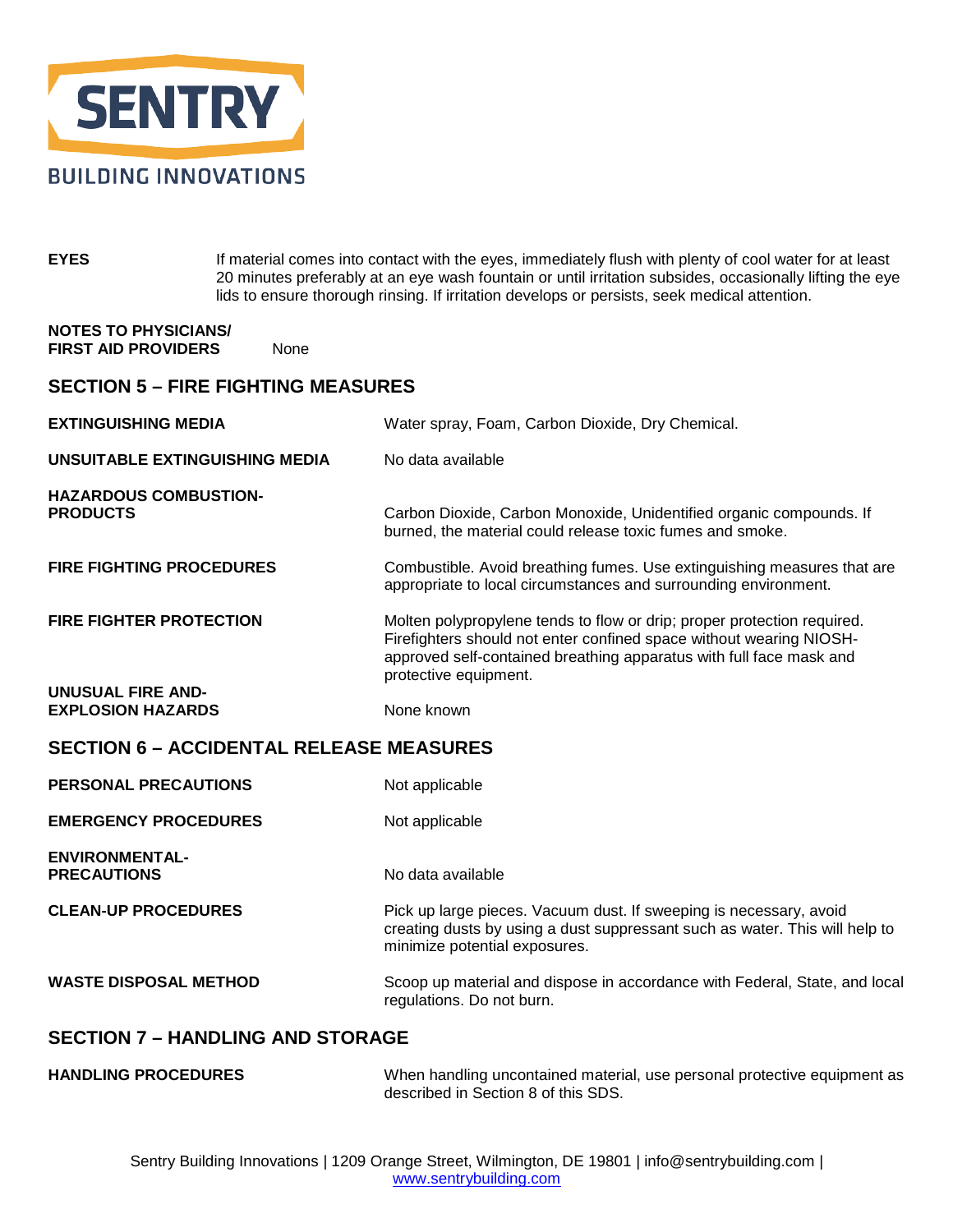**EYES** If material comes into contact with the eyes, immediately flush with plenty of cool water for at least 20 minutes preferably at an eye wash fountain or until irritation subsides, occasionally lifting the eye lids to ensure thorough rinsing. If irritation develops or persists, seek medical attention.

**NOTES TO PHYSICIANS/ FIRST AID PROVIDERS** None

## SECTION 5 – FIRE FIGHTING MEASURES

| | |
|---|---|
| **EXTINGUISHING MEDIA** | Water spray, Foam, Carbon Dioxide, Dry Chemical. |
| **UNSUITABLE EXTINGUISHING MEDIA** | No data available |
| **HAZARDOUS COMBUSTION-PRODUCTS** | Carbon Dioxide, Carbon Monoxide, Unidentified organic compounds. If burned, the material could release toxic fumes and smoke. |
| **FIRE FIGHTING PROCEDURES** | Combustible. Avoid breathing fumes. Use extinguishing measures that are appropriate to local circumstances and surrounding environment. |
| **FIRE FIGHTER PROTECTION** | Molten polypropylene tends to flow or drip; proper protection required. Firefighters should not enter confined space without wearing NIOSH-approved self-contained breathing apparatus with full face mask and protective equipment. |
| **UNUSUAL FIRE AND-EXPLOSION HAZARDS** | None known |

## SECTION 6 – ACCIDENTAL RELEASE MEASURES

| | |
|---|---|
| **PERSONAL PRECAUTIONS** | Not applicable |
| **EMERGENCY PROCEDURES** | Not applicable |
| **ENVIRONMENTAL-PRECAUTIONS** | No data available |
| **CLEAN-UP PROCEDURES** | Pick up large pieces. Vacuum dust. If sweeping is necessary, avoid creating dusts by using a dust suppressant such as water. This will help to minimize potential exposures. |
| **WASTE DISPOSAL METHOD** | Scoop up material and dispose in accordance with Federal, State, and local regulations. Do not burn. |

## SECTION 7 – HANDLING AND STORAGE

| | |
|---|---|
| **HANDLING PROCEDURES** | When handling uncontained material, use personal protective equipment as described in Section 8 of this SDS. |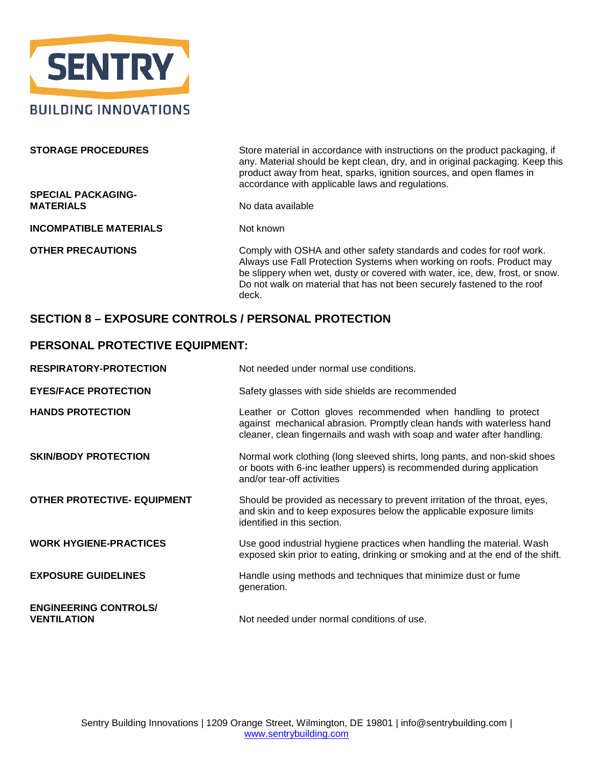| | |
|---|---|
| **STORAGE PROCEDURES** | Store material in accordance with instructions on the product packaging, if any. Material should be kept clean, dry, and in original packaging. Keep this product away from heat, sparks, ignition sources, and open flames in accordance with applicable laws and regulations. |
| **SPECIAL PACKAGING-MATERIALS** | No data available |
| **INCOMPATIBLE MATERIALS** | Not known |
| **OTHER PRECAUTIONS** | Comply with OSHA and other safety standards and codes for roof work. Always use Fall Protection Systems when working on roofs. Product may be slippery when wet, dusty or covered with water, ice, dew, frost, or snow. Do not walk on material that has not been securely fastened to the roof deck. |

## SECTION 8 – EXPOSURE CONTROLS / PERSONAL PROTECTION

### PERSONAL PROTECTIVE EQUIPMENT:

| | |
|---|---|
| **RESPIRATORY-PROTECTION** | Not needed under normal use conditions. |
| **EYES/FACE PROTECTION** | Safety glasses with side shields are recommended |
| **HANDS PROTECTION** | Leather or Cotton gloves recommended when handling to protect against mechanical abrasion. Promptly clean hands with waterless hand cleaner, clean fingernails and wash with soap and water after handling. |
| **SKIN/BODY PROTECTION** | Normal work clothing (long sleeved shirts, long pants, and non-skid shoes or boots with 6-inc leather uppers) is recommended during application and/or tear-off activities |
| **OTHER PROTECTIVE- EQUIPMENT** | Should be provided as necessary to prevent irritation of the throat, eyes, and skin and to keep exposures below the applicable exposure limits identified in this section. |
| **WORK HYGIENE-PRACTICES** | Use good industrial hygiene practices when handling the material. Wash exposed skin prior to eating, drinking or smoking and at the end of the shift. |
| **EXPOSURE GUIDELINES** | Handle using methods and techniques that minimize dust or fume generation. |
| **ENGINEERING CONTROLS/ VENTILATION** | Not needed under normal conditions of use. |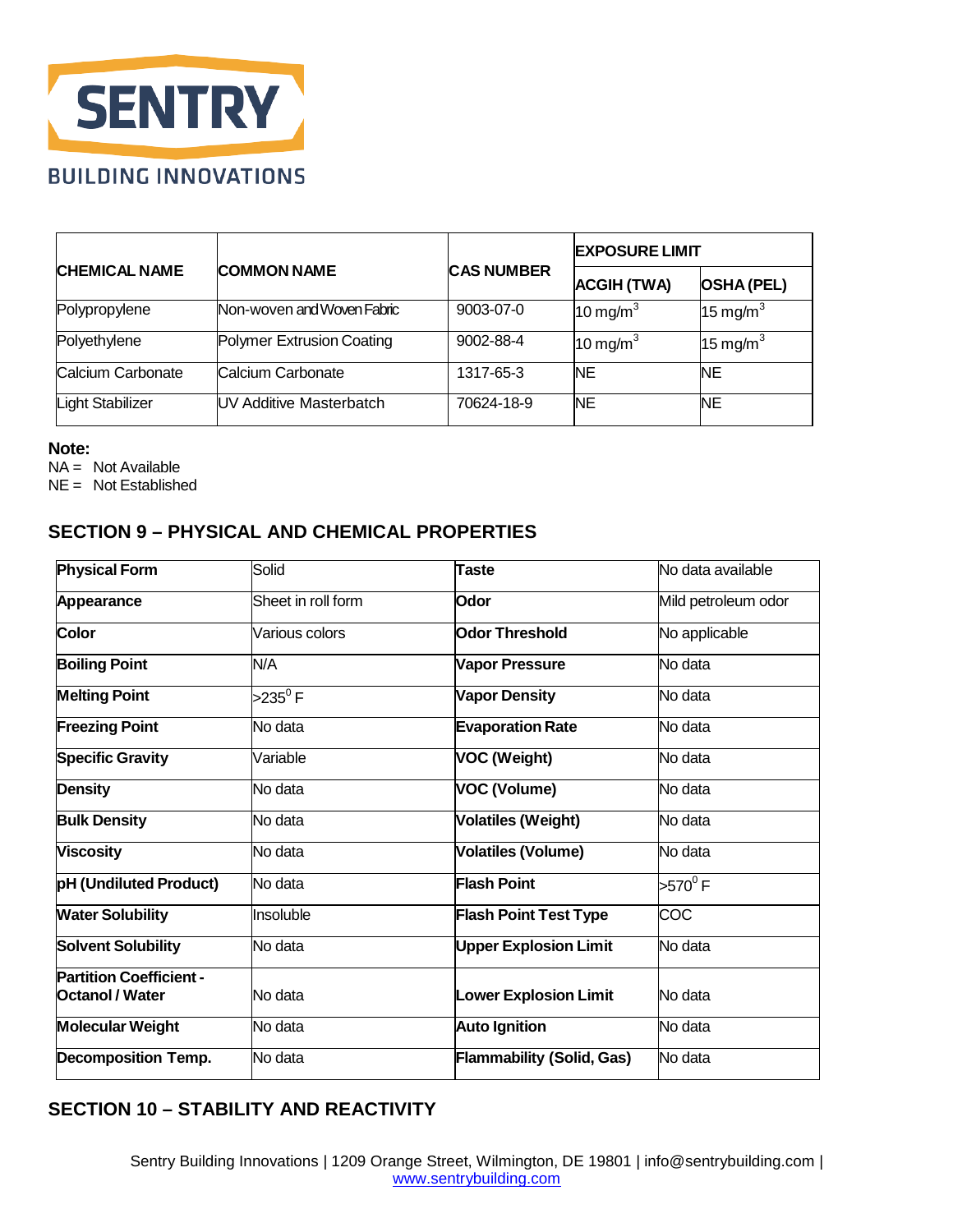| CHEMICAL NAME | COMMON NAME | CAS NUMBER | EXPOSURE LIMIT | |
|---|---|---|---|---|
| | | | ACGIH (TWA) | OSHA (PEL) |
| Polypropylene | Non-woven and Woven Fabric | 9003-07-0 | 10 mg/m$^3$ | 15 mg/m$^3$ |
| Polyethylene | Polymer Extrusion Coating | 9002-88-4 | 10 mg/m$^3$ | 15 mg/m$^3$ |
| Calcium Carbonate | Calcium Carbonate | 1317-65-3 | NE | NE |
| Light Stabilizer | UV Additive Masterbatch | 70624-18-9 | NE | NE |

**Note:**
NA = Not Available
NE = Not Established

## SECTION 9 – PHYSICAL AND CHEMICAL PROPERTIES

| | | | |
|---|---|---|---|
| **Physical Form** | Solid | **Taste** | No data available |
| **Appearance** | Sheet in roll form | **Odor** | Mild petroleum odor |
| **Color** | Various colors | **Odor Threshold** | No applicable |
| **Boiling Point** | N/A | **Vapor Pressure** | No data |
| **Melting Point** | >235$^0$ F | **Vapor Density** | No data |
| **Freezing Point** | No data | **Evaporation Rate** | No data |
| **Specific Gravity** | Variable | **VOC (Weight)** | No data |
| **Density** | No data | **VOC (Volume)** | No data |
| **Bulk Density** | No data | **Volatiles (Weight)** | No data |
| **Viscosity** | No data | **Volatiles (Volume)** | No data |
| **pH (Undiluted Product)** | No data | **Flash Point** | >570$^0$ F |
| **Water Solubility** | Insoluble | **Flash Point Test Type** | COC |
| **Solvent Solubility** | No data | **Upper Explosion Limit** | No data |
| **Partition Coefficient - Octanol / Water** | No data | **Lower Explosion Limit** | No data |
| **Molecular Weight** | No data | **Auto Ignition** | No data |
| **Decomposition Temp.** | No data | **Flammability (Solid, Gas)** | No data |

## SECTION 10 – STABILITY AND REACTIVITY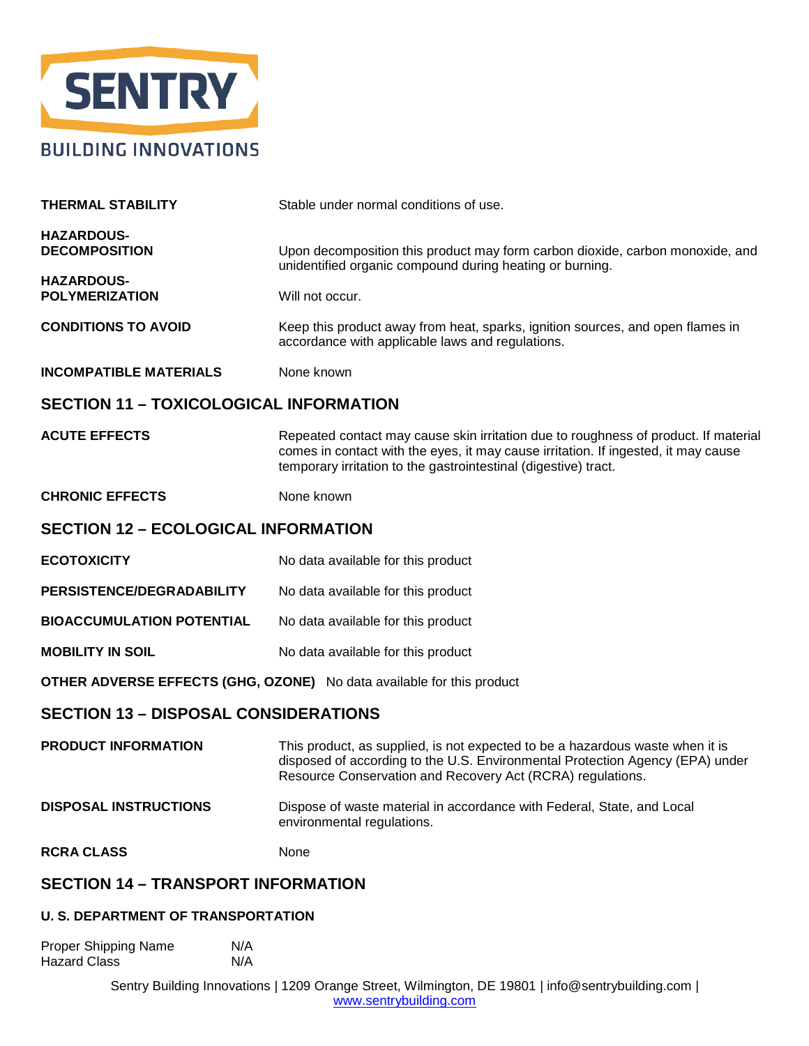**THERMAL STABILITY** Stable under normal conditions of use.

**HAZARDOUS-DECOMPOSITION** Upon decomposition this product may form carbon dioxide, carbon monoxide, and unidentified organic compound during heating or burning.

**HAZARDOUS-POLYMERIZATION** Will not occur.

**CONDITIONS TO AVOID** Keep this product away from heat, sparks, ignition sources, and open flames in accordance with applicable laws and regulations.

**INCOMPATIBLE MATERIALS** None known

## SECTION 11 – TOXICOLOGICAL INFORMATION

**ACUTE EFFECTS** Repeated contact may cause skin irritation due to roughness of product. If material comes in contact with the eyes, it may cause irritation. If ingested, it may cause temporary irritation to the gastrointestinal (digestive) tract.

**CHRONIC EFFECTS** None known

## SECTION 12 – ECOLOGICAL INFORMATION

**ECOTOXICITY** No data available for this product

**PERSISTENCE/DEGRADABILITY** No data available for this product

**BIOACCUMULATION POTENTIAL** No data available for this product

**MOBILITY IN SOIL** No data available for this product

**OTHER ADVERSE EFFECTS (GHG, OZONE)** No data available for this product

## SECTION 13 – DISPOSAL CONSIDERATIONS

**PRODUCT INFORMATION** This product, as supplied, is not expected to be a hazardous waste when it is disposed of according to the U.S. Environmental Protection Agency (EPA) under Resource Conservation and Recovery Act (RCRA) regulations.

**DISPOSAL INSTRUCTIONS** Dispose of waste material in accordance with Federal, State, and Local environmental regulations.

**RCRA CLASS** None

## SECTION 14 – TRANSPORT INFORMATION

**U. S. DEPARTMENT OF TRANSPORTATION**

Proper Shipping Name N/A
Hazard Class N/A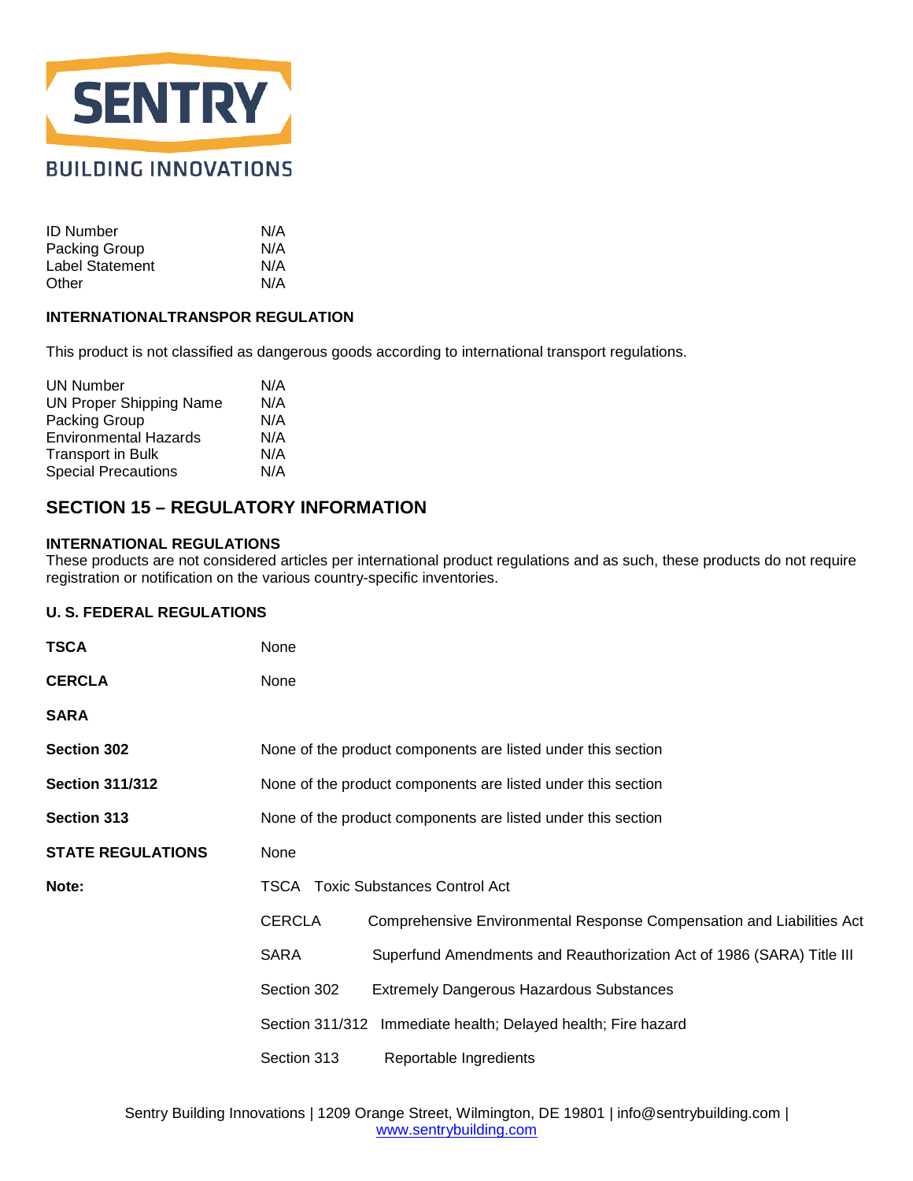| | |
|---|---|
| ID Number | N/A |
| Packing Group | N/A |
| Label Statement | N/A |
| Other | N/A |

**INTERNATIONALTRANSPOR REGULATION**

This product is not classified as dangerous goods according to international transport regulations.

| | |
|---|---|
| UN Number | N/A |
| UN Proper Shipping Name | N/A |
| Packing Group | N/A |
| Environmental Hazards | N/A |
| Transport in Bulk | N/A |
| Special Precautions | N/A |

## SECTION 15 – REGULATORY INFORMATION

**INTERNATIONAL REGULATIONS**

These products are not considered articles per international product regulations and as such, these products do not require registration or notification on the various country-specific inventories.

**U. S. FEDERAL REGULATIONS**

| | |
|---|---|
| **TSCA** | None |
| **CERCLA** | None |
| **SARA** | |
| **Section 302** | None of the product components are listed under this section |
| **Section 311/312** | None of the product components are listed under this section |
| **Section 313** | None of the product components are listed under this section |
| **STATE REGULATIONS** | None |

**Note:**

| | |
|---|---|
| TSCA | Toxic Substances Control Act |
| CERCLA | Comprehensive Environmental Response Compensation and Liabilities Act |
| SARA | Superfund Amendments and Reauthorization Act of 1986 (SARA) Title III |
| Section 302 | Extremely Dangerous Hazardous Substances |
| Section 311/312 | Immediate health; Delayed health; Fire hazard |
| Section 313 | Reportable Ingredients |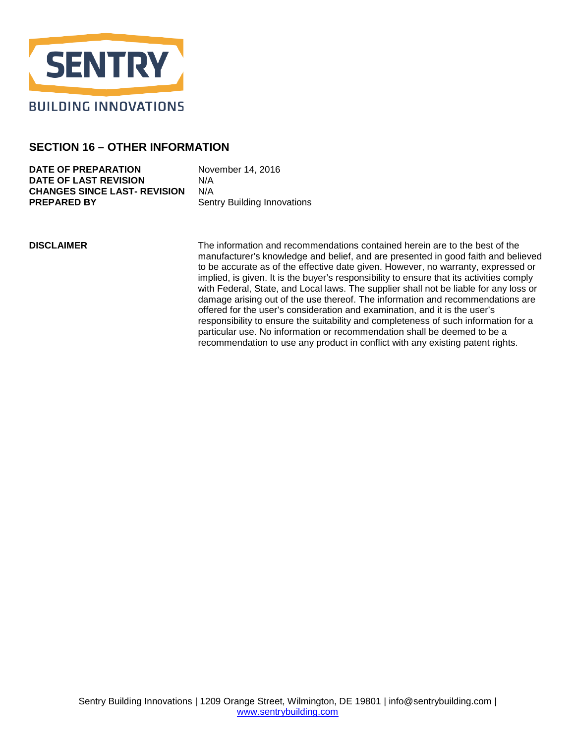## SECTION 16 – OTHER INFORMATION

| | |
|---|---|
| **DATE OF PREPARATION** | November 14, 2016 |
| **DATE OF LAST REVISION** | N/A |
| **CHANGES SINCE LAST- REVISION** | N/A |
| **PREPARED BY** | Sentry Building Innovations |

**DISCLAIMER**

The information and recommendations contained herein are to the best of the manufacturer's knowledge and belief, and are presented in good faith and believed to be accurate as of the effective date given. However, no warranty, expressed or implied, is given. It is the buyer's responsibility to ensure that its activities comply with Federal, State, and Local laws. The supplier shall not be liable for any loss or damage arising out of the use thereof. The information and recommendations are offered for the user's consideration and examination, and it is the user's responsibility to ensure the suitability and completeness of such information for a particular use. No information or recommendation shall be deemed to be a recommendation to use any product in conflict with any existing patent rights.